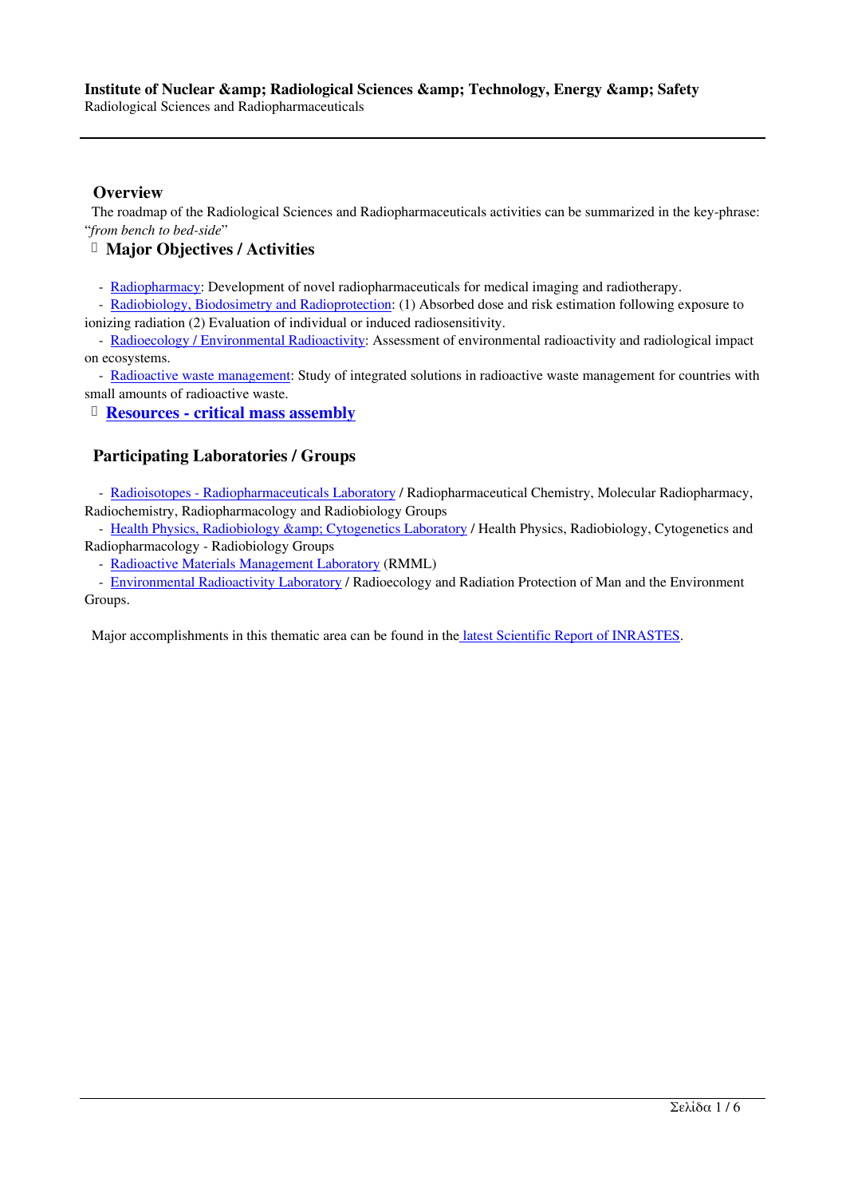**Institute of Nuclear &amp; Radiological Sciences &amp; Technology, Energy &amp; Safety**
Radiological Sciences and Radiopharmaceuticals

## Overview

The roadmap of the Radiological Sciences and Radiopharmaceuticals activities can be summarized in the key-phrase: "*from bench to bed-side*"

### Major Objectives / Activities

- Radiopharmacy: Development of novel radiopharmaceuticals for medical imaging and radiotherapy.
- Radiobiology, Biodosimetry and Radioprotection: (1) Absorbed dose and risk estimation following exposure to ionizing radiation (2) Evaluation of individual or induced radiosensitivity.
- Radioecology / Environmental Radioactivity: Assessment of environmental radioactivity and radiological impact on ecosystems.
- Radioactive waste management: Study of integrated solutions in radioactive waste management for countries with small amounts of radioactive waste.

### Resources - critical mass assembly

## Participating Laboratories / Groups

- Radioisotopes - Radiopharmaceuticals Laboratory / Radiopharmaceutical Chemistry, Molecular Radiopharmacy, Radiochemistry, Radiopharmacology and Radiobiology Groups
- Health Physics, Radiobiology &amp; Cytogenetics Laboratory / Health Physics, Radiobiology, Cytogenetics and Radiopharmacology - Radiobiology Groups
- Radioactive Materials Management Laboratory (RMML)
- Environmental Radioactivity Laboratory / Radioecology and Radiation Protection of Man and the Environment Groups.

Major accomplishments in this thematic area can be found in the latest Scientific Report of INRASTES.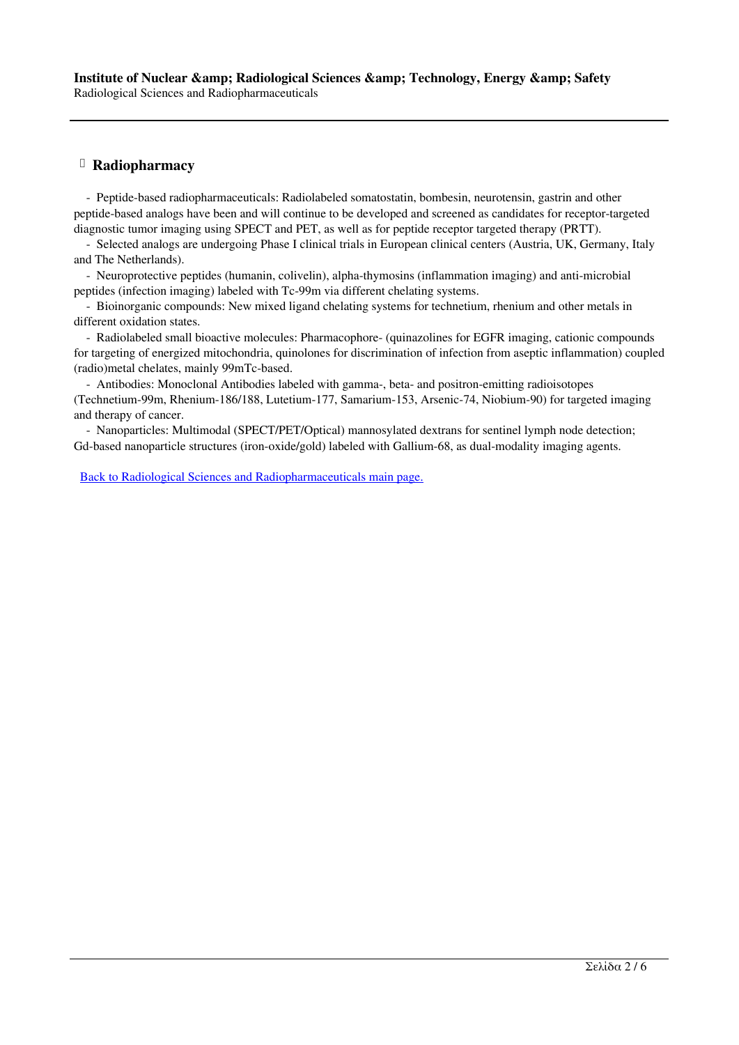## Radiopharmacy

- Peptide-based radiopharmaceuticals: Radiolabeled somatostatin, bombesin, neurotensin, gastrin and other peptide-based analogs have been and will continue to be developed and screened as candidates for receptor-targeted diagnostic tumor imaging using SPECT and PET, as well as for peptide receptor targeted therapy (PRTT).
- Selected analogs are undergoing Phase I clinical trials in European clinical centers (Austria, UK, Germany, Italy and The Netherlands).
- Neuroprotective peptides (humanin, colivelin), alpha-thymosins (inflammation imaging) and anti-microbial peptides (infection imaging) labeled with Tc-99m via different chelating systems.
- Bioinorganic compounds: New mixed ligand chelating systems for technetium, rhenium and other metals in different oxidation states.
- Radiolabeled small bioactive molecules: Pharmacophore- (quinazolines for EGFR imaging, cationic compounds for targeting of energized mitochondria, quinolones for discrimination of infection from aseptic inflammation) coupled (radio)metal chelates, mainly 99mTc-based.
- Antibodies: Monoclonal Antibodies labeled with gamma-, beta- and positron-emitting radioisotopes (Technetium-99m, Rhenium-186/188, Lutetium-177, Samarium-153, Arsenic-74, Niobium-90) for targeted imaging and therapy of cancer.
- Nanoparticles: Multimodal (SPECT/PET/Optical) mannosylated dextrans for sentinel lymph node detection; Gd-based nanoparticle structures (iron-oxide/gold) labeled with Gallium-68, as dual-modality imaging agents.

Back to Radiological Sciences and Radiopharmaceuticals main page.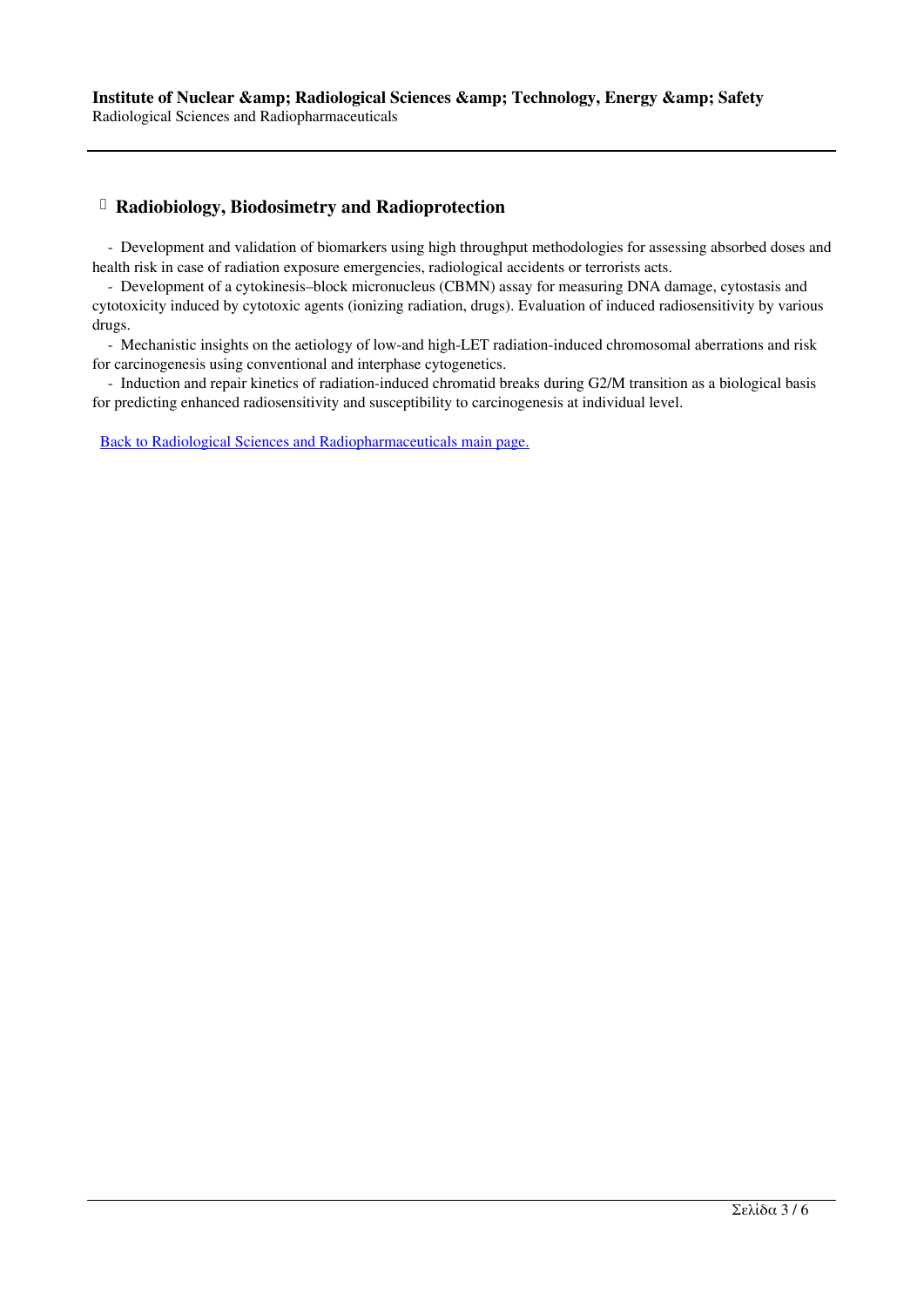## Radiobiology, Biodosimetry and Radioprotection

- Development and validation of biomarkers using high throughput methodologies for assessing absorbed doses and health risk in case of radiation exposure emergencies, radiological accidents or terrorists acts.
- Development of a cytokinesis–block micronucleus (CBMN) assay for measuring DNA damage, cytostasis and cytotoxicity induced by cytotoxic agents (ionizing radiation, drugs). Evaluation of induced radiosensitivity by various drugs.
- Mechanistic insights on the aetiology of low-and high-LET radiation-induced chromosomal aberrations and risk for carcinogenesis using conventional and interphase cytogenetics.
- Induction and repair kinetics of radiation-induced chromatid breaks during G2/M transition as a biological basis for predicting enhanced radiosensitivity and susceptibility to carcinogenesis at individual level.

Back to Radiological Sciences and Radiopharmaceuticals main page.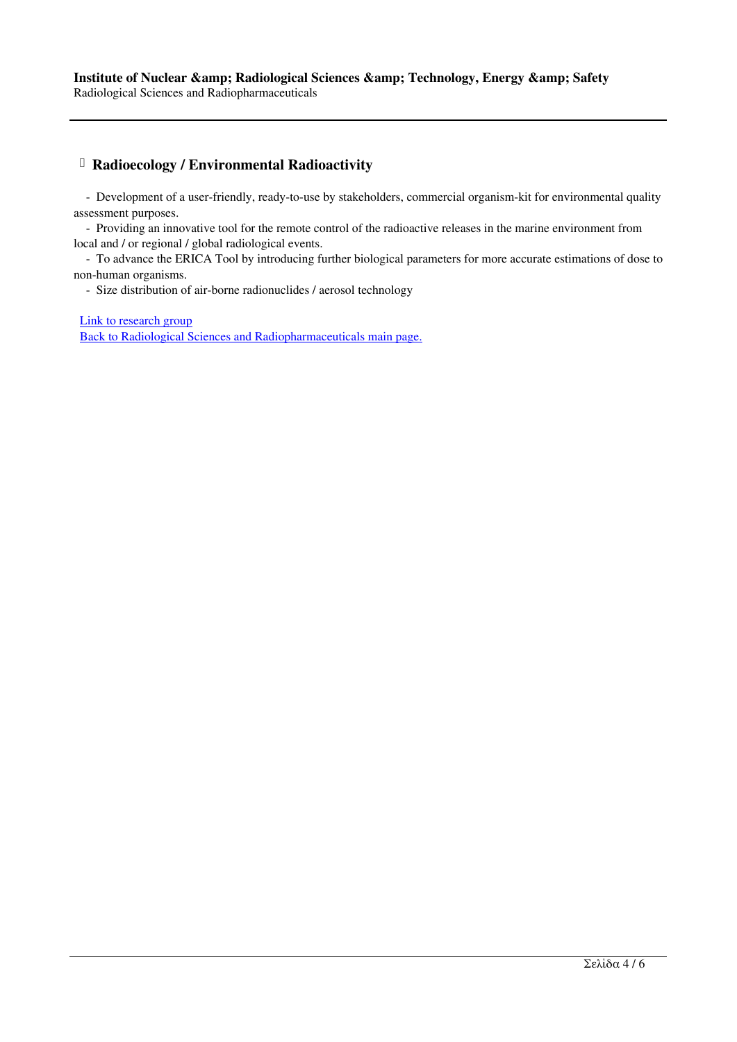## Radioecology / Environmental Radioactivity

- Development of a user-friendly, ready-to-use by stakeholders, commercial organism-kit for environmental quality assessment purposes.
- Providing an innovative tool for the remote control of the radioactive releases in the marine environment from local and / or regional / global radiological events.
- To advance the ERICA Tool by introducing further biological parameters for more accurate estimations of dose to non-human organisms.
- Size distribution of air-borne radionuclides / aerosol technology

Link to research group

Back to Radiological Sciences and Radiopharmaceuticals main page.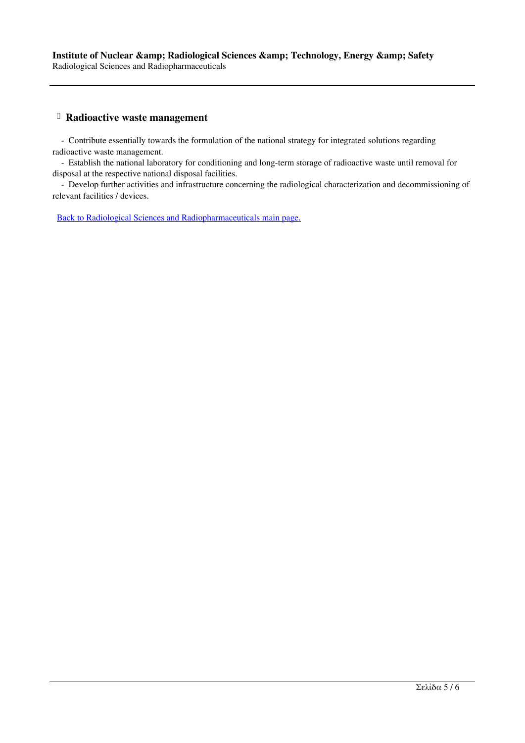## Radioactive waste management

- Contribute essentially towards the formulation of the national strategy for integrated solutions regarding radioactive waste management.
- Establish the national laboratory for conditioning and long-term storage of radioactive waste until removal for disposal at the respective national disposal facilities.
- Develop further activities and infrastructure concerning the radiological characterization and decommissioning of relevant facilities / devices.

Back to Radiological Sciences and Radiopharmaceuticals main page.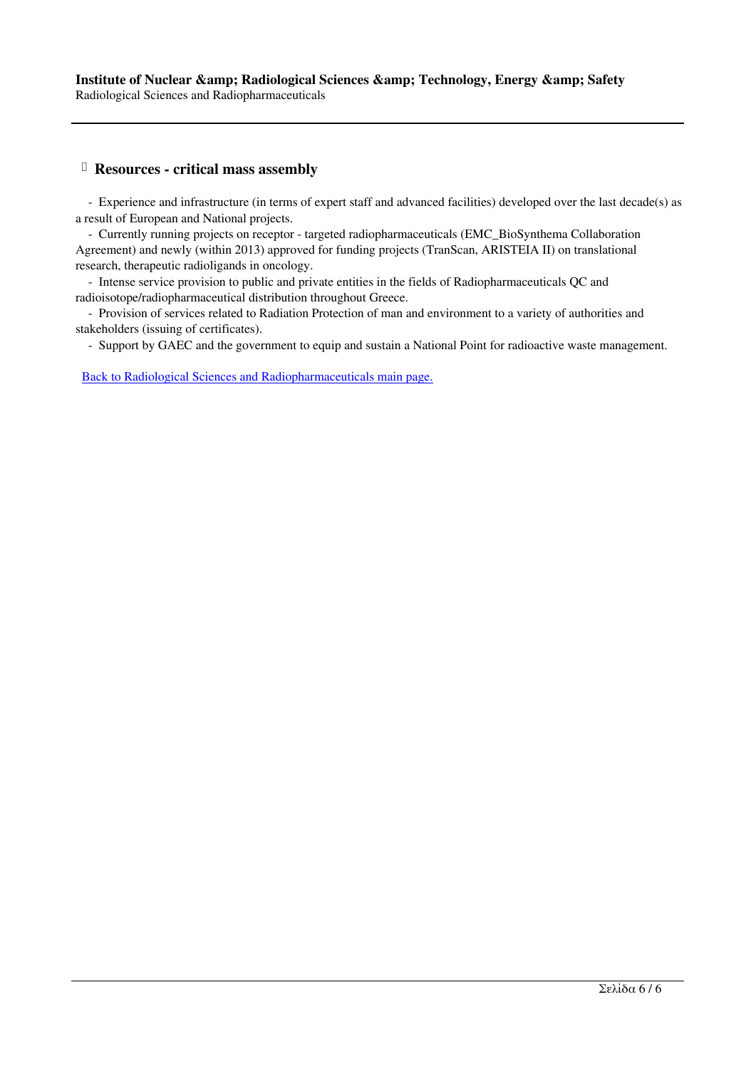## Resources - critical mass assembly

- Experience and infrastructure (in terms of expert staff and advanced facilities) developed over the last decade(s) as a result of European and National projects.
- Currently running projects on receptor - targeted radiopharmaceuticals (EMC_BioSynthema Collaboration Agreement) and newly (within 2013) approved for funding projects (TranScan, ARISTEIA II) on translational research, therapeutic radioligands in oncology.
- Intense service provision to public and private entities in the fields of Radiopharmaceuticals QC and radioisotope/radiopharmaceutical distribution throughout Greece.
- Provision of services related to Radiation Protection of man and environment to a variety of authorities and stakeholders (issuing of certificates).
- Support by GAEC and the government to equip and sustain a National Point for radioactive waste management.

Back to Radiological Sciences and Radiopharmaceuticals main page.